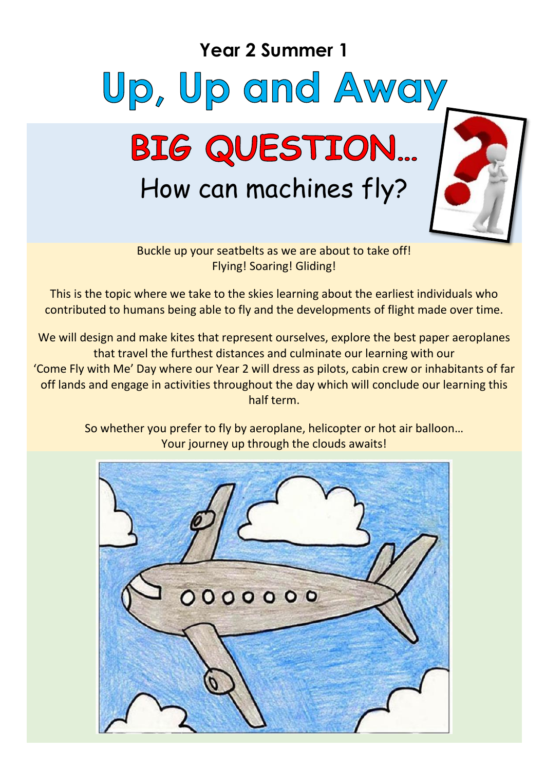## Year 2 Summer 1

# Up, Up and Away

## BIG QUESTION…

### How can machines fly?

Buckle up your seatbelts as we are about to take off!
Flying! Soaring! Gliding!

This is the topic where we take to the skies learning about the earliest individuals who contributed to humans being able to fly and the developments of flight made over time.

We will design and make kites that represent ourselves, explore the best paper aeroplanes that travel the furthest distances and culminate our learning with our 'Come Fly with Me' Day where our Year 2 will dress as pilots, cabin crew or inhabitants of far off lands and engage in activities throughout the day which will conclude our learning this half term.

So whether you prefer to fly by aeroplane, helicopter or hot air balloon…
Your journey up through the clouds awaits!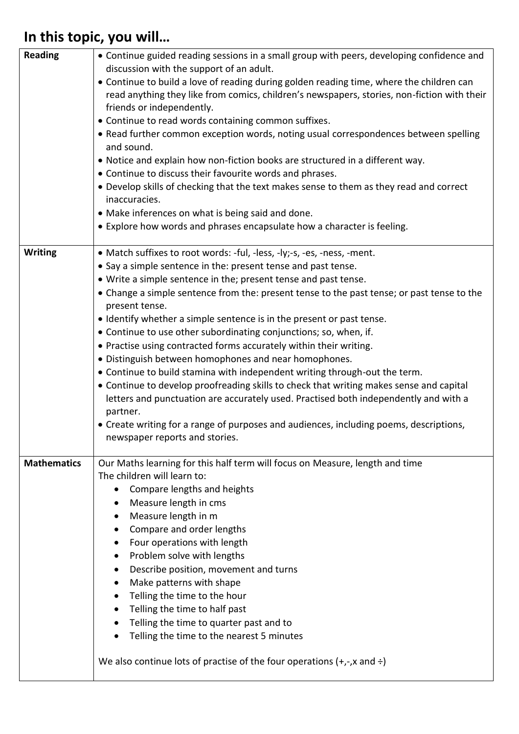## In this topic, you will…

| | |
|---|---|
| **Reading** | • Continue guided reading sessions in a small group with peers, developing confidence and discussion with the support of an adult.<br>• Continue to build a love of reading during golden reading time, where the children can read anything they like from comics, children's newspapers, stories, non-fiction with their friends or independently.<br>• Continue to read words containing common suffixes.<br>• Read further common exception words, noting usual correspondences between spelling and sound.<br>• Notice and explain how non-fiction books are structured in a different way.<br>• Continue to discuss their favourite words and phrases.<br>• Develop skills of checking that the text makes sense to them as they read and correct inaccuracies.<br>• Make inferences on what is being said and done.<br>• Explore how words and phrases encapsulate how a character is feeling. |
| **Writing** | • Match suffixes to root words: -ful, -less, -ly;-s, -es, -ness, -ment.<br>• Say a simple sentence in the: present tense and past tense.<br>• Write a simple sentence in the; present tense and past tense.<br>• Change a simple sentence from the: present tense to the past tense; or past tense to the present tense.<br>• Identify whether a simple sentence is in the present or past tense.<br>• Continue to use other subordinating conjunctions; so, when, if.<br>• Practise using contracted forms accurately within their writing.<br>• Distinguish between homophones and near homophones.<br>• Continue to build stamina with independent writing through-out the term.<br>• Continue to develop proofreading skills to check that writing makes sense and capital letters and punctuation are accurately used. Practised both independently and with a partner.<br>• Create writing for a range of purposes and audiences, including poems, descriptions, newspaper reports and stories. |
| **Mathematics** | Our Maths learning for this half term will focus on Measure, length and time<br>The children will learn to:<br>• Compare lengths and heights<br>• Measure length in cms<br>• Measure length in m<br>• Compare and order lengths<br>• Four operations with length<br>• Problem solve with lengths<br>• Describe position, movement and turns<br>• Make patterns with shape<br>• Telling the time to the hour<br>• Telling the time to half past<br>• Telling the time to quarter past and to<br>• Telling the time to the nearest 5 minutes<br><br>We also continue lots of practise of the four operations (+,-,x and ÷) |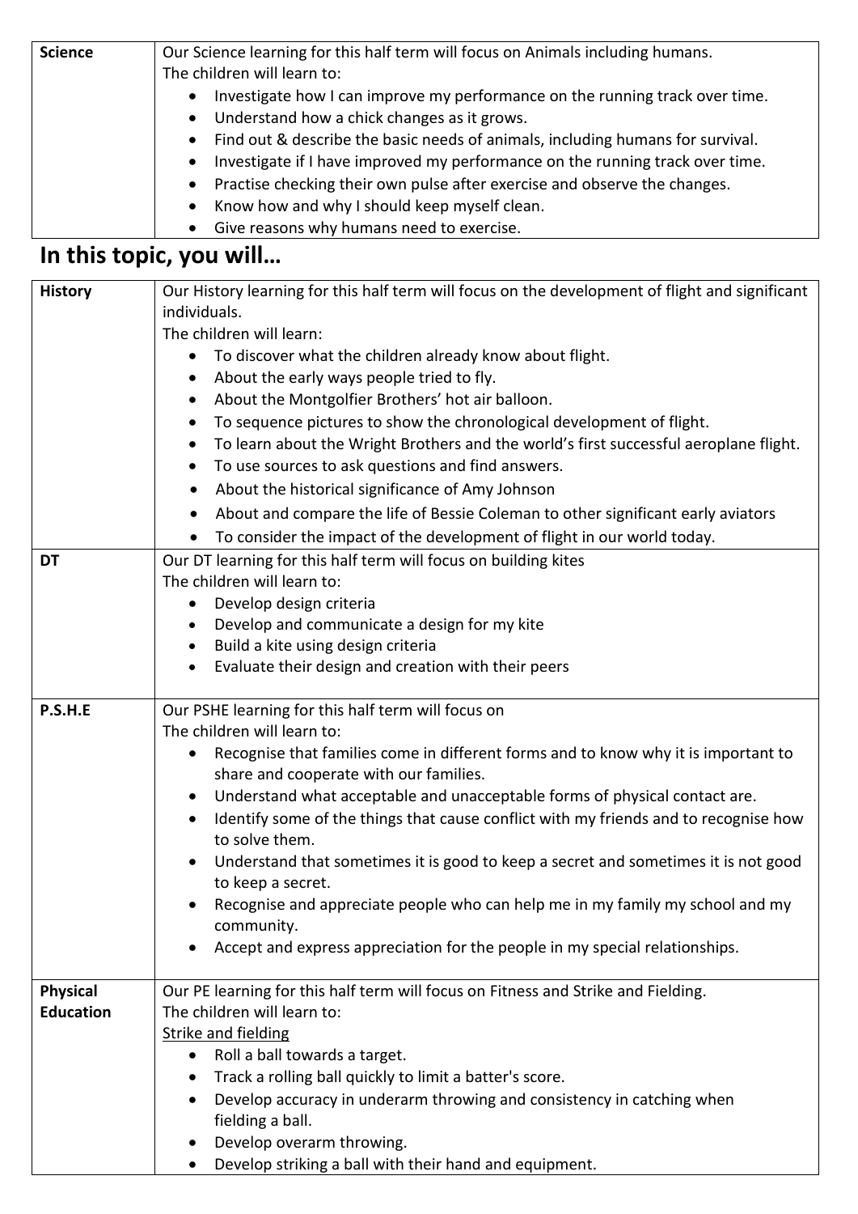| Science | Our Science learning for this half term will focus on Animals including humans.<br>The children will learn to:<br>• Investigate how I can improve my performance on the running track over time.<br>• Understand how a chick changes as it grows.<br>• Find out & describe the basic needs of animals, including humans for survival.<br>• Investigate if I have improved my performance on the running track over time.<br>• Practise checking their own pulse after exercise and observe the changes.<br>• Know how and why I should keep myself clean.<br>• Give reasons why humans need to exercise. |
|---|---|

## In this topic, you will…

| History | Our History learning for this half term will focus on the development of flight and significant individuals.<br>The children will learn:<br>• To discover what the children already know about flight.<br>• About the early ways people tried to fly.<br>• About the Montgolfier Brothers' hot air balloon.<br>• To sequence pictures to show the chronological development of flight.<br>• To learn about the Wright Brothers and the world's first successful aeroplane flight.<br>• To use sources to ask questions and find answers.<br>• About the historical significance of Amy Johnson<br>• About and compare the life of Bessie Coleman to other significant early aviators<br>• To consider the impact of the development of flight in our world today. |
|---|---|
| DT | Our DT learning for this half term will focus on building kites<br>The children will learn to:<br>• Develop design criteria<br>• Develop and communicate a design for my kite<br>• Build a kite using design criteria<br>• Evaluate their design and creation with their peers |
| P.S.H.E | Our PSHE learning for this half term will focus on<br>The children will learn to:<br>• Recognise that families come in different forms and to know why it is important to share and cooperate with our families.<br>• Understand what acceptable and unacceptable forms of physical contact are.<br>• Identify some of the things that cause conflict with my friends and to recognise how to solve them.<br>• Understand that sometimes it is good to keep a secret and sometimes it is not good to keep a secret.<br>• Recognise and appreciate people who can help me in my family my school and my community.<br>• Accept and express appreciation for the people in my special relationships. |
| Physical Education | Our PE learning for this half term will focus on Fitness and Strike and Fielding.<br>The children will learn to:<br>Strike and fielding<br>• Roll a ball towards a target.<br>• Track a rolling ball quickly to limit a batter's score.<br>• Develop accuracy in underarm throwing and consistency in catching when fielding a ball.<br>• Develop overarm throwing.<br>• Develop striking a ball with their hand and equipment. |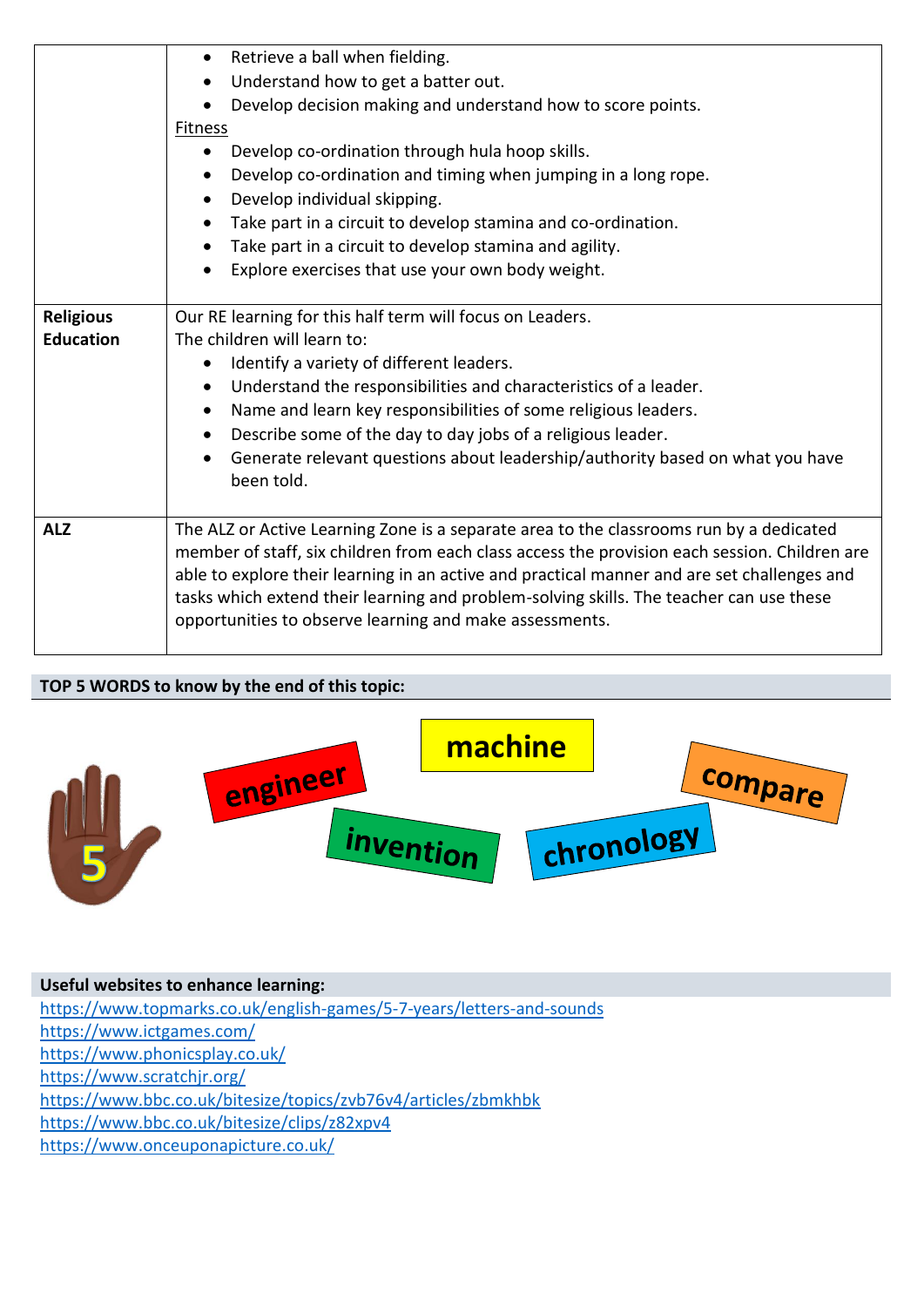| | |
|---|---|
| | • Retrieve a ball when fielding.<br>• Understand how to get a batter out.<br>• Develop decision making and understand how to score points.<br>Fitness<br>• Develop co-ordination through hula hoop skills.<br>• Develop co-ordination and timing when jumping in a long rope.<br>• Develop individual skipping.<br>• Take part in a circuit to develop stamina and co-ordination.<br>• Take part in a circuit to develop stamina and agility.<br>• Explore exercises that use your own body weight. |
| **Religious Education** | Our RE learning for this half term will focus on Leaders.<br>The children will learn to:<br>• Identify a variety of different leaders.<br>• Understand the responsibilities and characteristics of a leader.<br>• Name and learn key responsibilities of some religious leaders.<br>• Describe some of the day to day jobs of a religious leader.<br>• Generate relevant questions about leadership/authority based on what you have been told. |
| **ALZ** | The ALZ or Active Learning Zone is a separate area to the classrooms run by a dedicated member of staff, six children from each class access the provision each session. Children are able to explore their learning in an active and practical manner and are set challenges and tasks which extend their learning and problem-solving skills. The teacher can use these opportunities to observe learning and make assessments. |

**TOP 5 WORDS to know by the end of this topic:**

5

engineer

machine

compare

invention

chronology

**Useful websites to enhance learning:**

https://www.topmarks.co.uk/english-games/5-7-years/letters-and-sounds
https://www.ictgames.com/
https://www.phonicsplay.co.uk/
https://www.scratchjr.org/
https://www.bbc.co.uk/bitesize/topics/zvb76v4/articles/zbmkhbk
https://www.bbc.co.uk/bitesize/clips/z82xpv4
https://www.onceuponapicture.co.uk/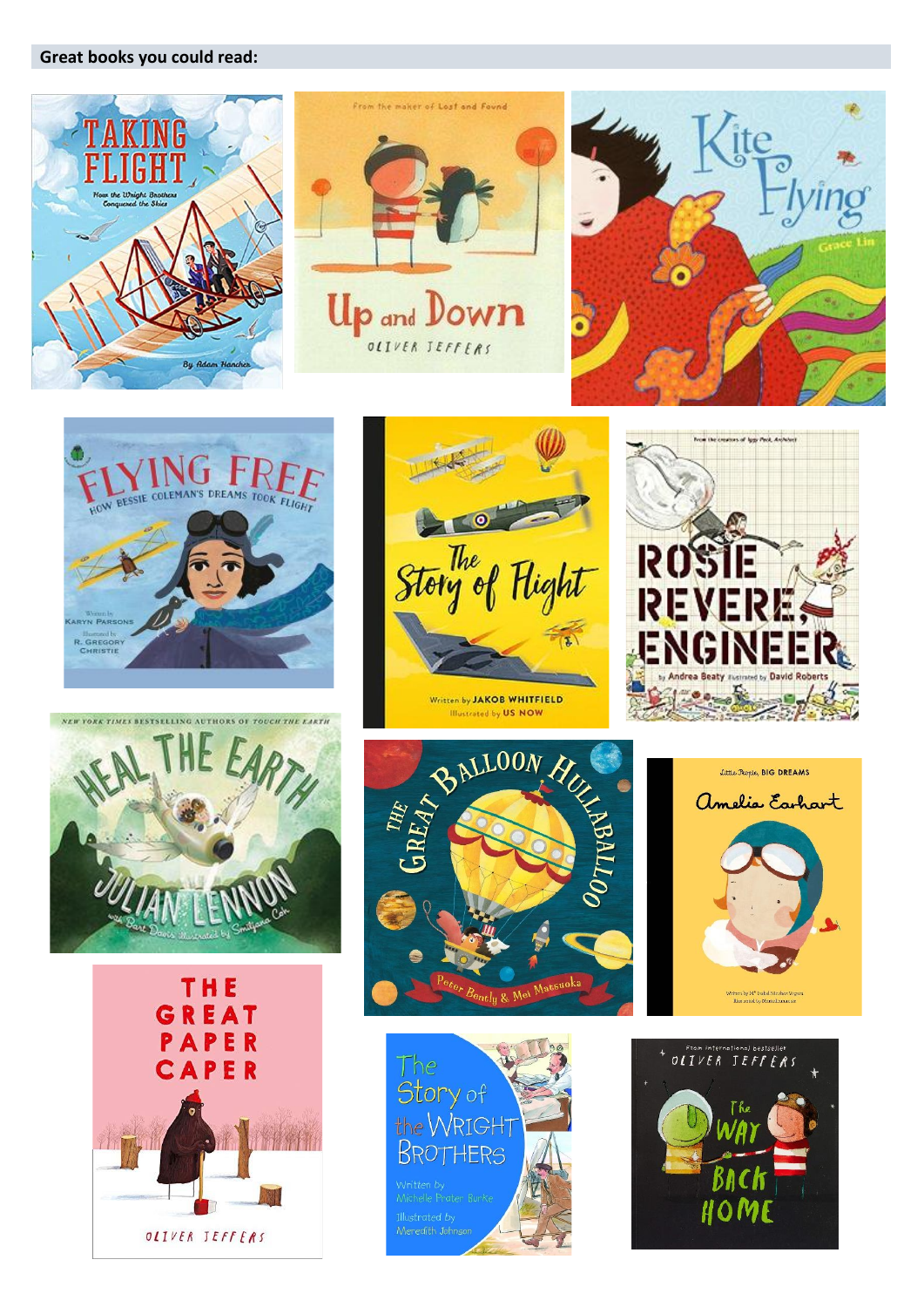**Great books you could read:**